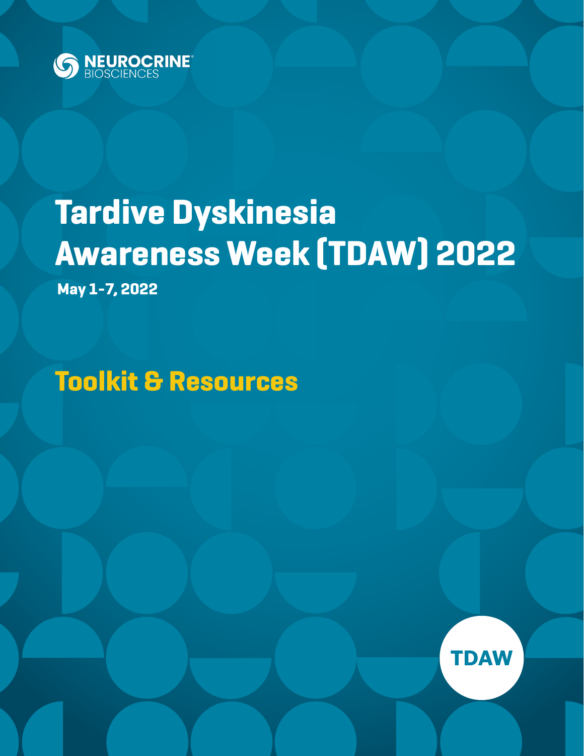NEUROCRINE® BIOSCIENCES

# Tardive Dyskinesia Awareness Week (TDAW) 2022

**May 1-7, 2022**

## Toolkit & Resources

TDAW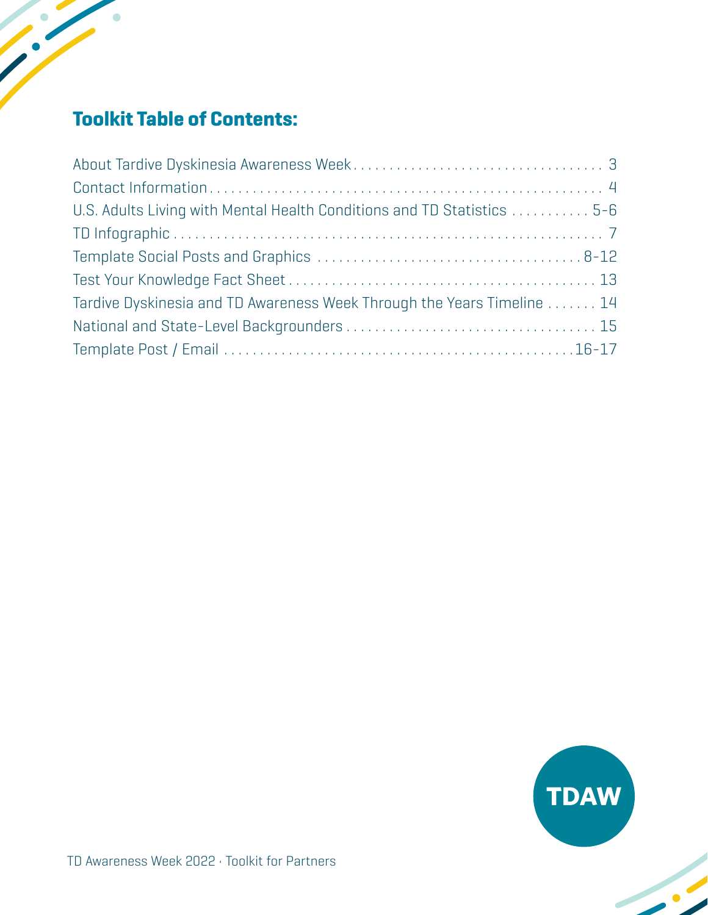## Toolkit Table of Contents:

| Section | Page |
|---|---|
| About Tardive Dyskinesia Awareness Week | 3 |
| Contact Information | 4 |
| U.S. Adults Living with Mental Health Conditions and TD Statistics | 5-6 |
| TD Infographic | 7 |
| Template Social Posts and Graphics | 8-12 |
| Test Your Knowledge Fact Sheet | 13 |
| Tardive Dyskinesia and TD Awareness Week Through the Years Timeline | 14 |
| National and State-Level Backgrounders | 15 |
| Template Post / Email | 16-17 |

TDAW

TD Awareness Week 2022 · Toolkit for Partners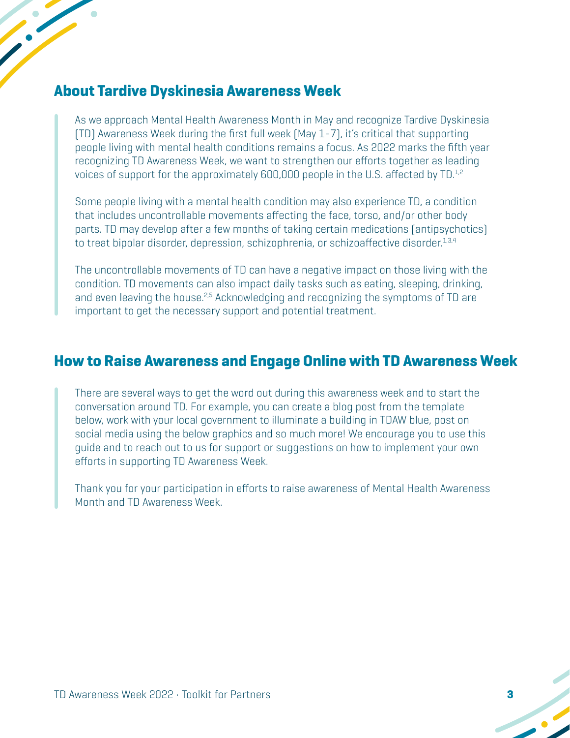## About Tardive Dyskinesia Awareness Week

As we approach Mental Health Awareness Month in May and recognize Tardive Dyskinesia (TD) Awareness Week during the first full week (May 1-7), it's critical that supporting people living with mental health conditions remains a focus. As 2022 marks the fifth year recognizing TD Awareness Week, we want to strengthen our efforts together as leading voices of support for the approximately 600,000 people in the U.S. affected by TD.[1,2]

Some people living with a mental health condition may also experience TD, a condition that includes uncontrollable movements affecting the face, torso, and/or other body parts. TD may develop after a few months of taking certain medications (antipsychotics) to treat bipolar disorder, depression, schizophrenia, or schizoaffective disorder.[1,3,4]

The uncontrollable movements of TD can have a negative impact on those living with the condition. TD movements can also impact daily tasks such as eating, sleeping, drinking, and even leaving the house.[2,5] Acknowledging and recognizing the symptoms of TD are important to get the necessary support and potential treatment.

## How to Raise Awareness and Engage Online with TD Awareness Week

There are several ways to get the word out during this awareness week and to start the conversation around TD. For example, you can create a blog post from the template below, work with your local government to illuminate a building in TDAW blue, post on social media using the below graphics and so much more! We encourage you to use this guide and to reach out to us for support or suggestions on how to implement your own efforts in supporting TD Awareness Week.

Thank you for your participation in efforts to raise awareness of Mental Health Awareness Month and TD Awareness Week.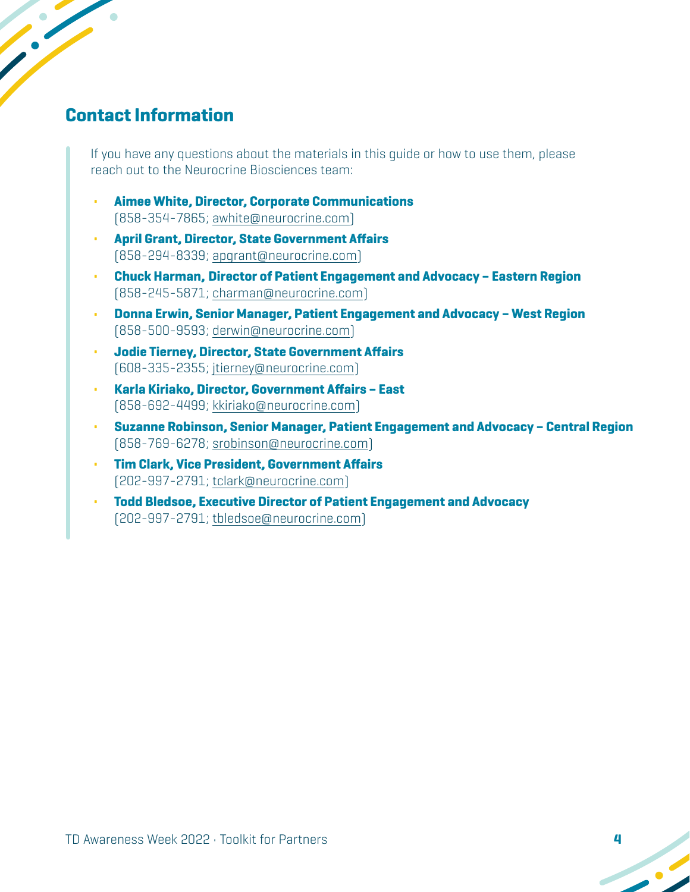## Contact Information

If you have any questions about the materials in this guide or how to use them, please reach out to the Neurocrine Biosciences team:

- **Aimee White, Director, Corporate Communications**
  (858-354-7865; awhite@neurocrine.com)
- **April Grant, Director, State Government Affairs**
  (858-294-8339; apgrant@neurocrine.com)
- **Chuck Harman, Director of Patient Engagement and Advocacy – Eastern Region**
  (858-245-5871; charman@neurocrine.com)
- **Donna Erwin, Senior Manager, Patient Engagement and Advocacy – West Region**
  (858-500-9593; derwin@neurocrine.com)
- **Jodie Tierney, Director, State Government Affairs**
  (608-335-2355; jtierney@neurocrine.com)
- **Karla Kiriako, Director, Government Affairs – East**
  (858-692-4499; kkiriako@neurocrine.com)
- **Suzanne Robinson, Senior Manager, Patient Engagement and Advocacy – Central Region**
  (858-769-6278; srobinson@neurocrine.com)
- **Tim Clark, Vice President, Government Affairs**
  (202-997-2791; tclark@neurocrine.com)
- **Todd Bledsoe, Executive Director of Patient Engagement and Advocacy**
  (202-997-2791; tbledsoe@neurocrine.com)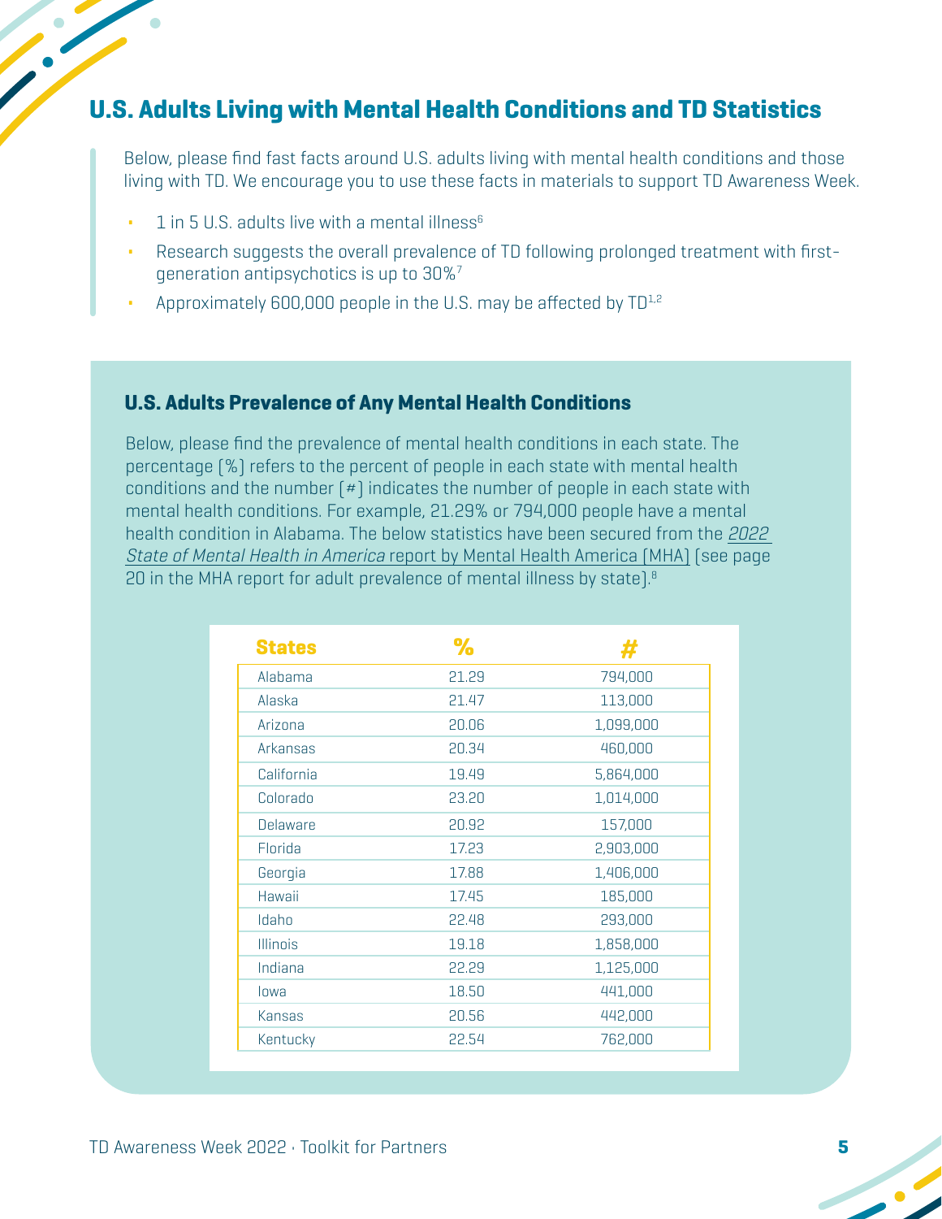## U.S. Adults Living with Mental Health Conditions and TD Statistics

Below, please find fast facts around U.S. adults living with mental health conditions and those living with TD. We encourage you to use these facts in materials to support TD Awareness Week.

- 1 in 5 U.S. adults live with a mental illness[6]
- Research suggests the overall prevalence of TD following prolonged treatment with first-generation antipsychotics is up to 30%[7]
- Approximately 600,000 people in the U.S. may be affected by TD[1,2]

### U.S. Adults Prevalence of Any Mental Health Conditions

Below, please find the prevalence of mental health conditions in each state. The percentage (%) refers to the percent of people in each state with mental health conditions and the number (#) indicates the number of people in each state with mental health conditions. For example, 21.29% or 794,000 people have a mental health condition in Alabama. The below statistics have been secured from the *2022 State of Mental Health in America* report by Mental Health America (MHA) (see page 20 in the MHA report for adult prevalence of mental illness by state).[8]

| States | % | # |
|---|---|---|
| Alabama | 21.29 | 794,000 |
| Alaska | 21.47 | 113,000 |
| Arizona | 20.06 | 1,099,000 |
| Arkansas | 20.34 | 460,000 |
| California | 19.49 | 5,864,000 |
| Colorado | 23.20 | 1,014,000 |
| Delaware | 20.92 | 157,000 |
| Florida | 17.23 | 2,903,000 |
| Georgia | 17.88 | 1,406,000 |
| Hawaii | 17.45 | 185,000 |
| Idaho | 22.48 | 293,000 |
| Illinois | 19.18 | 1,858,000 |
| Indiana | 22.29 | 1,125,000 |
| Iowa | 18.50 | 441,000 |
| Kansas | 20.56 | 442,000 |
| Kentucky | 22.54 | 762,000 |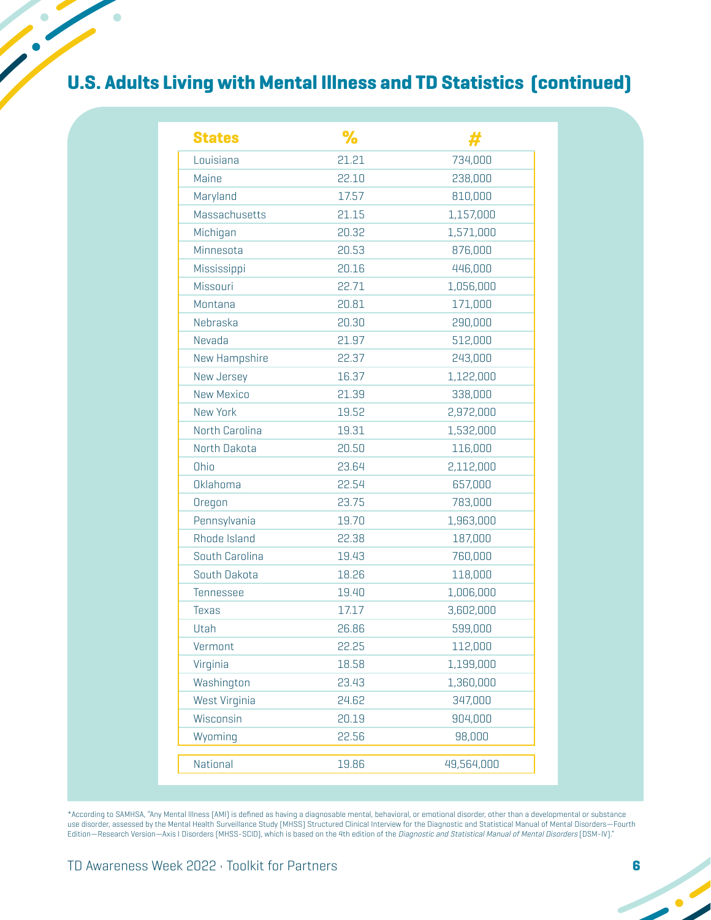## U.S. Adults Living with Mental Illness and TD Statistics (continued)

| States | % | # |
|---|---|---|
| Louisiana | 21.21 | 734,000 |
| Maine | 22.10 | 238,000 |
| Maryland | 17.57 | 810,000 |
| Massachusetts | 21.15 | 1,157,000 |
| Michigan | 20.32 | 1,571,000 |
| Minnesota | 20.53 | 876,000 |
| Mississippi | 20.16 | 446,000 |
| Missouri | 22.71 | 1,056,000 |
| Montana | 20.81 | 171,000 |
| Nebraska | 20.30 | 290,000 |
| Nevada | 21.97 | 512,000 |
| New Hampshire | 22.37 | 243,000 |
| New Jersey | 16.37 | 1,122,000 |
| New Mexico | 21.39 | 338,000 |
| New York | 19.52 | 2,972,000 |
| North Carolina | 19.31 | 1,532,000 |
| North Dakota | 20.50 | 116,000 |
| Ohio | 23.64 | 2,112,000 |
| Oklahoma | 22.54 | 657,000 |
| Oregon | 23.75 | 783,000 |
| Pennsylvania | 19.70 | 1,963,000 |
| Rhode Island | 22.38 | 187,000 |
| South Carolina | 19.43 | 760,000 |
| South Dakota | 18.26 | 118,000 |
| Tennessee | 19.40 | 1,006,000 |
| Texas | 17.17 | 3,602,000 |
| Utah | 26.86 | 599,000 |
| Vermont | 22.25 | 112,000 |
| Virginia | 18.58 | 1,199,000 |
| Washington | 23.43 | 1,360,000 |
| West Virginia | 24.62 | 347,000 |
| Wisconsin | 20.19 | 904,000 |
| Wyoming | 22.56 | 98,000 |
| National | 19.86 | 49,564,000 |

*According to SAMHSA, "Any Mental Illness (AMI) is defined as having a diagnosable mental, behavioral, or emotional disorder, other than a developmental or substance use disorder, assessed by the Mental Health Surveillance Study (MHSS) Structured Clinical Interview for the Diagnostic and Statistical Manual of Mental Disorders—Fourth Edition—Research Version—Axis I Disorders (MHSS-SCID), which is based on the 4th edition of the *Diagnostic and Statistical Manual of Mental Disorders* (DSM-IV)."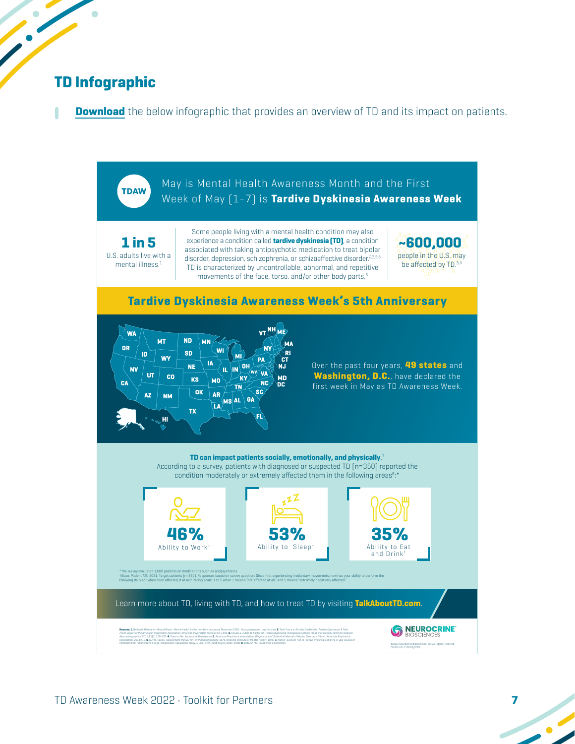## TD Infographic

**Download** the below infographic that provides an overview of TD and its impact on patients.

TDAW

May is Mental Health Awareness Month and the First Week of May (1-7) is **Tardive Dyskinesia Awareness Week**

**1 in 5**
U.S. adults live with a mental illness.[1]

Some people living with a mental health condition may also experience a condition called **tardive dyskinesia (TD)**, a condition associated with taking antipsychotic medication to treat bipolar disorder, depression, schizophrenia, or schizoaffective disorder.[2,3,5,6] TD is characterized by uncontrollable, abnormal, and repetitive movements of the face, torso, and/or other body parts.[5]

**~600,000**
people in the U.S. may be affected by TD.[3,4]

### Tardive Dyskinesia Awareness Week's 5th Anniversary

WA, OR, ID, MT, ND, MN, WI, MI, NY, VT, NH, ME, MA, RI, CT, NJ, PA, OH, IN, IL, IA, SD, WY, NV, CA, UT, CO, NE, KS, MO, KY, WV, VA, MD, DC, NC, TN, AR, OK, AZ, NM, TX, LA, MS, AL, GA, SC, FL, HI

Over the past four years, **49 states** and **Washington, D.C.**, have declared the first week in May as TD Awareness Week.

**TD can impact patients socially, emotionally, and physically.**[7]
According to a survey, patients with diagnosed or suspected TD (n=350) reported the condition moderately or extremely affected them in the following areas[8]:*

**46%** Ability to Work†

**53%** Ability to Sleep†

**35%** Ability to Eat and Drink†

*The survey evaluated 1,000 patients on medications such as antipsychotics
†Base: Patient ATU 2021. Target patients (n=350). Responses based on survey question: Since first experiencing involuntary movements, how has your ability to perform the following daily activities been affected, if at all? Rating scale: 1 to 5 when 1 means "not affected at all," and 5 means "extremely negatively affected."

Learn more about TD, living with TD, and how to treat TD by visiting **TalkAboutTD.com**.

**Sources: 1.** National Alliance on Mental Illness. Mental health by the numbers. Accessed December 2021. https://www.nami.org/mhstats **2.** Task Force on Tardive Dyskinesia. *Tardive Dyskinesia: A Task Force Report of the American Psychiatric Association.* American Psychiatric Association; 1992. **3.** Cloud LJ, Zutshi D, Factor SA. Tardive dyskinesia: therapeutic options for an increasingly common disorder. *Neurotherapeutics.* 2014;11(1):166-176. **4.** Data on file. Neurocrine Biosciences **5.** American Psychiatric Association. *Diagnostic and Statistical Manual of Mental Disorders.* 5th ed. American Psychiatric Association; 2013:712. **6.** Guy W. ECDEU *Assessment Manual for Psychopharmacology.* 1976. National Institute of Mental Health; 1976. **7.** Ascher-Svanum H et al. Tardive dyskinesia and the 3-year course of schizophrenia: results from a large, prospective, naturalistic study. *J Clin Psych.* 2008;69(10):1580-1588. **8.** Data on file. Neurocrine Biosciences

NEUROCRINE® BIOSCIENCES

©2022 Neurocrine Biosciences, Inc. All Rights Reserved.
CP-TD-US-1100 01/2022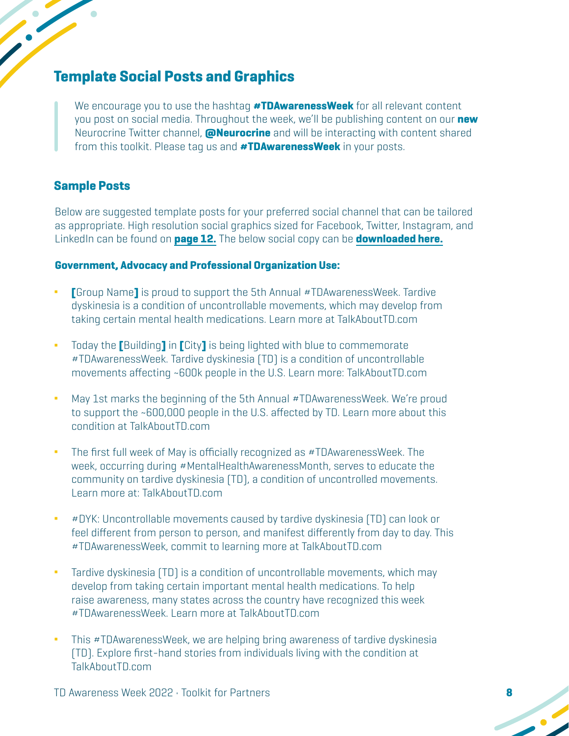## Template Social Posts and Graphics

> We encourage you to use the hashtag **#TDAwarenessWeek** for all relevant content you post on social media. Throughout the week, we'll be publishing content on our **new** Neurocrine Twitter channel, **@Neurocrine** and will be interacting with content shared from this toolkit. Please tag us and **#TDAwarenessWeek** in your posts.

### Sample Posts

Below are suggested template posts for your preferred social channel that can be tailored as appropriate. High resolution social graphics sized for Facebook, Twitter, Instagram, and LinkedIn can be found on **page 12.** The below social copy can be **downloaded here.**

#### Government, Advocacy and Professional Organization Use:

- **[**Group Name**]** is proud to support the 5th Annual #TDAwarenessWeek. Tardive dyskinesia is a condition of uncontrollable movements, which may develop from taking certain mental health medications. Learn more at TalkAboutTD.com
- Today the **[**Building**]** in **[**City**]** is being lighted with blue to commemorate #TDAwarenessWeek. Tardive dyskinesia (TD) is a condition of uncontrollable movements affecting ~600k people in the U.S. Learn more: TalkAboutTD.com
- May 1st marks the beginning of the 5th Annual #TDAwarenessWeek. We're proud to support the ~600,000 people in the U.S. affected by TD. Learn more about this condition at TalkAboutTD.com
- The first full week of May is officially recognized as #TDAwarenessWeek. The week, occurring during #MentalHealthAwarenessMonth, serves to educate the community on tardive dyskinesia (TD), a condition of uncontrolled movements. Learn more at: TalkAboutTD.com
- #DYK: Uncontrollable movements caused by tardive dyskinesia (TD) can look or feel different from person to person, and manifest differently from day to day. This #TDAwarenessWeek, commit to learning more at TalkAboutTD.com
- Tardive dyskinesia (TD) is a condition of uncontrollable movements, which may develop from taking certain important mental health medications. To help raise awareness, many states across the country have recognized this week #TDAwarenessWeek. Learn more at TalkAboutTD.com
- This #TDAwarenessWeek, we are helping bring awareness of tardive dyskinesia (TD). Explore first-hand stories from individuals living with the condition at TalkAboutTD.com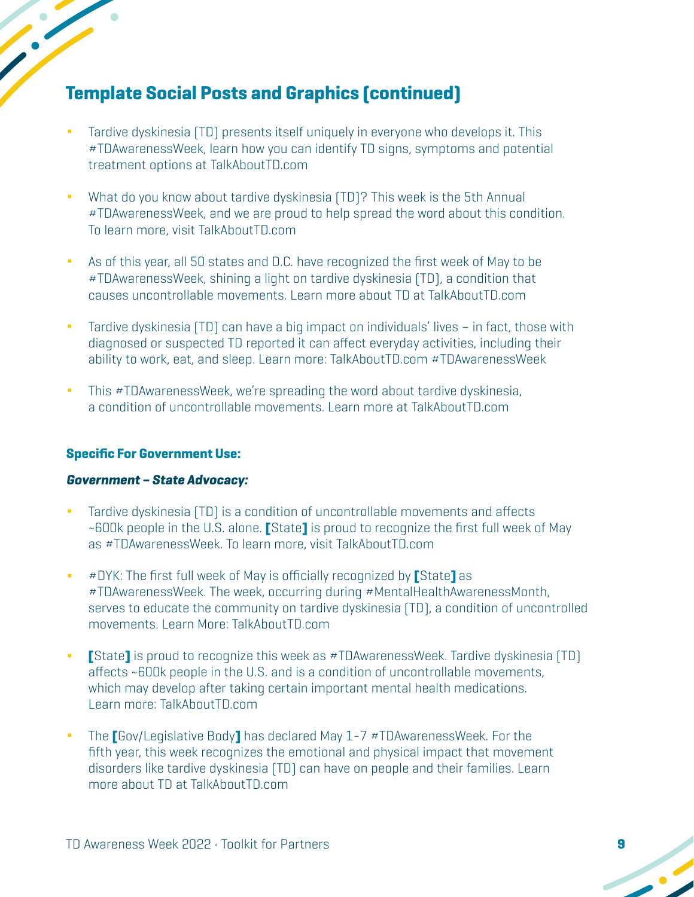## Template Social Posts and Graphics (continued)

- Tardive dyskinesia (TD) presents itself uniquely in everyone who develops it. This #TDAwarenessWeek, learn how you can identify TD signs, symptoms and potential treatment options at TalkAboutTD.com
- What do you know about tardive dyskinesia (TD)? This week is the 5th Annual #TDAwarenessWeek, and we are proud to help spread the word about this condition. To learn more, visit TalkAboutTD.com
- As of this year, all 50 states and D.C. have recognized the first week of May to be #TDAwarenessWeek, shining a light on tardive dyskinesia (TD), a condition that causes uncontrollable movements. Learn more about TD at TalkAboutTD.com
- Tardive dyskinesia (TD) can have a big impact on individuals' lives – in fact, those with diagnosed or suspected TD reported it can affect everyday activities, including their ability to work, eat, and sleep. Learn more: TalkAboutTD.com #TDAwarenessWeek
- This #TDAwarenessWeek, we're spreading the word about tardive dyskinesia, a condition of uncontrollable movements. Learn more at TalkAboutTD.com

### Specific For Government Use:

***Government – State Advocacy:***

- Tardive dyskinesia (TD) is a condition of uncontrollable movements and affects ~600k people in the U.S. alone. **[**State**]** is proud to recognize the first full week of May as #TDAwarenessWeek. To learn more, visit TalkAboutTD.com
- #DYK: The first full week of May is officially recognized by **[**State**]** as #TDAwarenessWeek. The week, occurring during #MentalHealthAwarenessMonth, serves to educate the community on tardive dyskinesia (TD), a condition of uncontrolled movements. Learn More: TalkAboutTD.com
- **[**State**]** is proud to recognize this week as #TDAwarenessWeek. Tardive dyskinesia (TD) affects ~600k people in the U.S. and is a condition of uncontrollable movements, which may develop after taking certain important mental health medications. Learn more: TalkAboutTD.com
- The **[**Gov/Legislative Body**]** has declared May 1-7 #TDAwarenessWeek. For the fifth year, this week recognizes the emotional and physical impact that movement disorders like tardive dyskinesia (TD) can have on people and their families. Learn more about TD at TalkAboutTD.com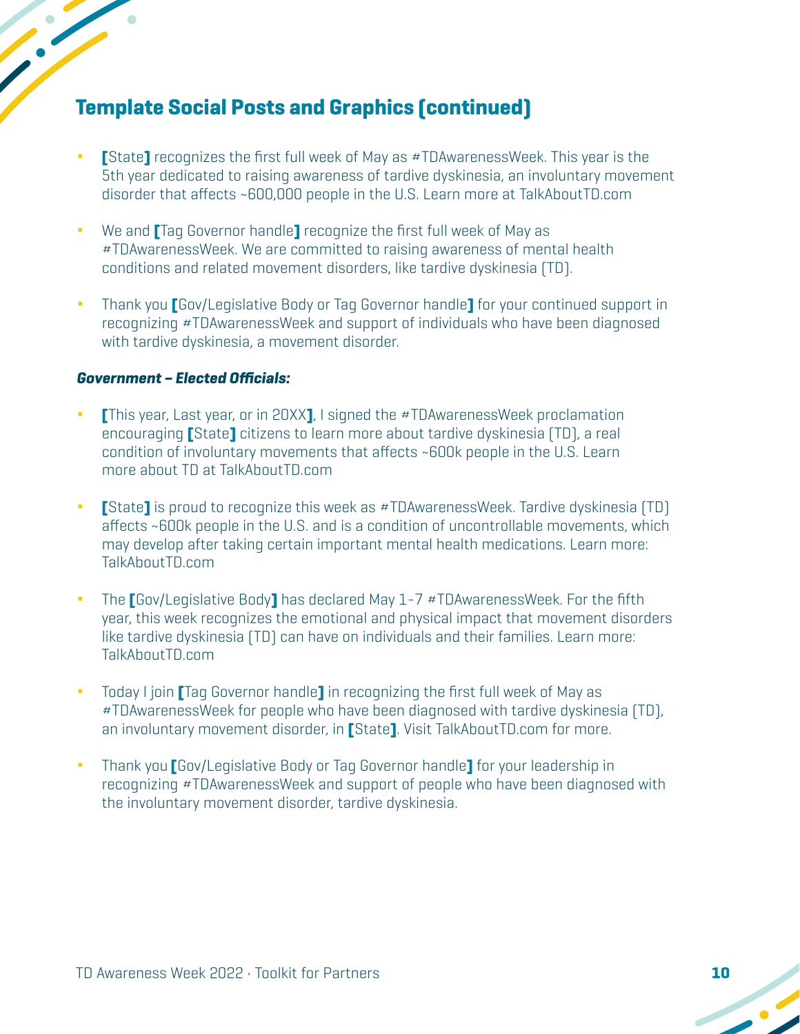## Template Social Posts and Graphics (continued)

- [State] recognizes the first full week of May as #TDAwarenessWeek. This year is the 5th year dedicated to raising awareness of tardive dyskinesia, an involuntary movement disorder that affects ~600,000 people in the U.S. Learn more at TalkAboutTD.com
- We and [Tag Governor handle] recognize the first full week of May as #TDAwarenessWeek. We are committed to raising awareness of mental health conditions and related movement disorders, like tardive dyskinesia (TD).
- Thank you [Gov/Legislative Body or Tag Governor handle] for your continued support in recognizing #TDAwarenessWeek and support of individuals who have been diagnosed with tardive dyskinesia, a movement disorder.

***Government – Elected Officials:***

- [This year, Last year, or in 20XX], I signed the #TDAwarenessWeek proclamation encouraging [State] citizens to learn more about tardive dyskinesia (TD), a real condition of involuntary movements that affects ~600k people in the U.S. Learn more about TD at TalkAboutTD.com
- [State] is proud to recognize this week as #TDAwarenessWeek. Tardive dyskinesia (TD) affects ~600k people in the U.S. and is a condition of uncontrollable movements, which may develop after taking certain important mental health medications. Learn more: TalkAboutTD.com
- The [Gov/Legislative Body] has declared May 1-7 #TDAwarenessWeek. For the fifth year, this week recognizes the emotional and physical impact that movement disorders like tardive dyskinesia (TD) can have on individuals and their families. Learn more: TalkAboutTD.com
- Today I join [Tag Governor handle] in recognizing the first full week of May as #TDAwarenessWeek for people who have been diagnosed with tardive dyskinesia (TD), an involuntary movement disorder, in [State]. Visit TalkAboutTD.com for more.
- Thank you [Gov/Legislative Body or Tag Governor handle] for your leadership in recognizing #TDAwarenessWeek and support of people who have been diagnosed with the involuntary movement disorder, tardive dyskinesia.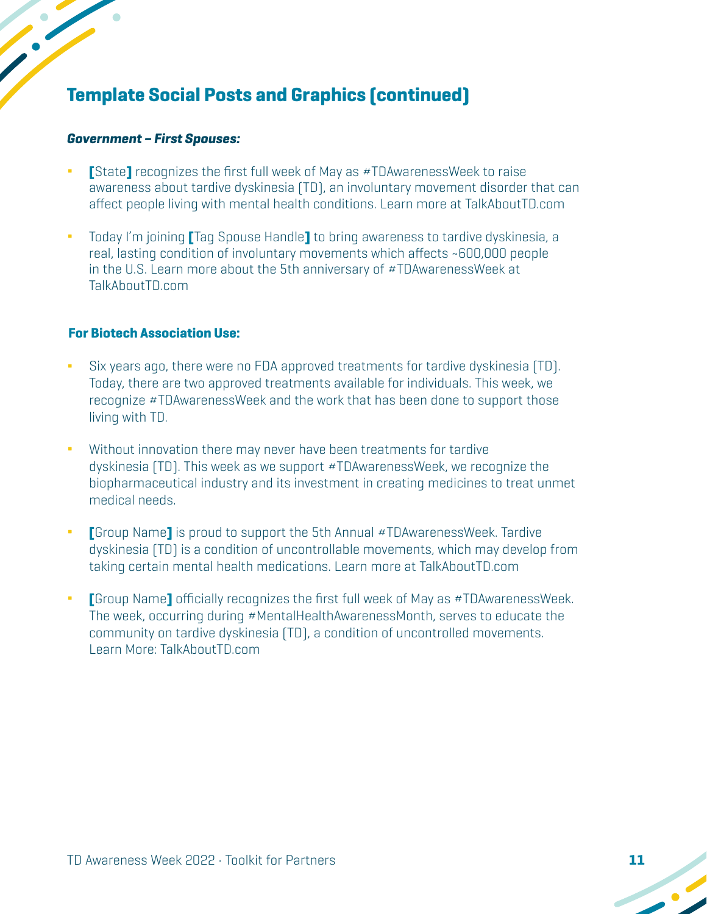## Template Social Posts and Graphics (continued)

***Government – First Spouses:***

- **[**State**]** recognizes the first full week of May as #TDAwarenessWeek to raise awareness about tardive dyskinesia (TD), an involuntary movement disorder that can affect people living with mental health conditions. Learn more at TalkAboutTD.com
- Today I'm joining **[**Tag Spouse Handle**]** to bring awareness to tardive dyskinesia, a real, lasting condition of involuntary movements which affects ~600,000 people in the U.S. Learn more about the 5th anniversary of #TDAwarenessWeek at TalkAboutTD.com

**For Biotech Association Use:**

- Six years ago, there were no FDA approved treatments for tardive dyskinesia (TD). Today, there are two approved treatments available for individuals. This week, we recognize #TDAwarenessWeek and the work that has been done to support those living with TD.
- Without innovation there may never have been treatments for tardive dyskinesia (TD). This week as we support #TDAwarenessWeek, we recognize the biopharmaceutical industry and its investment in creating medicines to treat unmet medical needs.
- **[**Group Name**]** is proud to support the 5th Annual #TDAwarenessWeek. Tardive dyskinesia (TD) is a condition of uncontrollable movements, which may develop from taking certain mental health medications. Learn more at TalkAboutTD.com
- **[**Group Name**]** officially recognizes the first full week of May as #TDAwarenessWeek. The week, occurring during #MentalHealthAwarenessMonth, serves to educate the community on tardive dyskinesia (TD), a condition of uncontrolled movements. Learn More: TalkAboutTD.com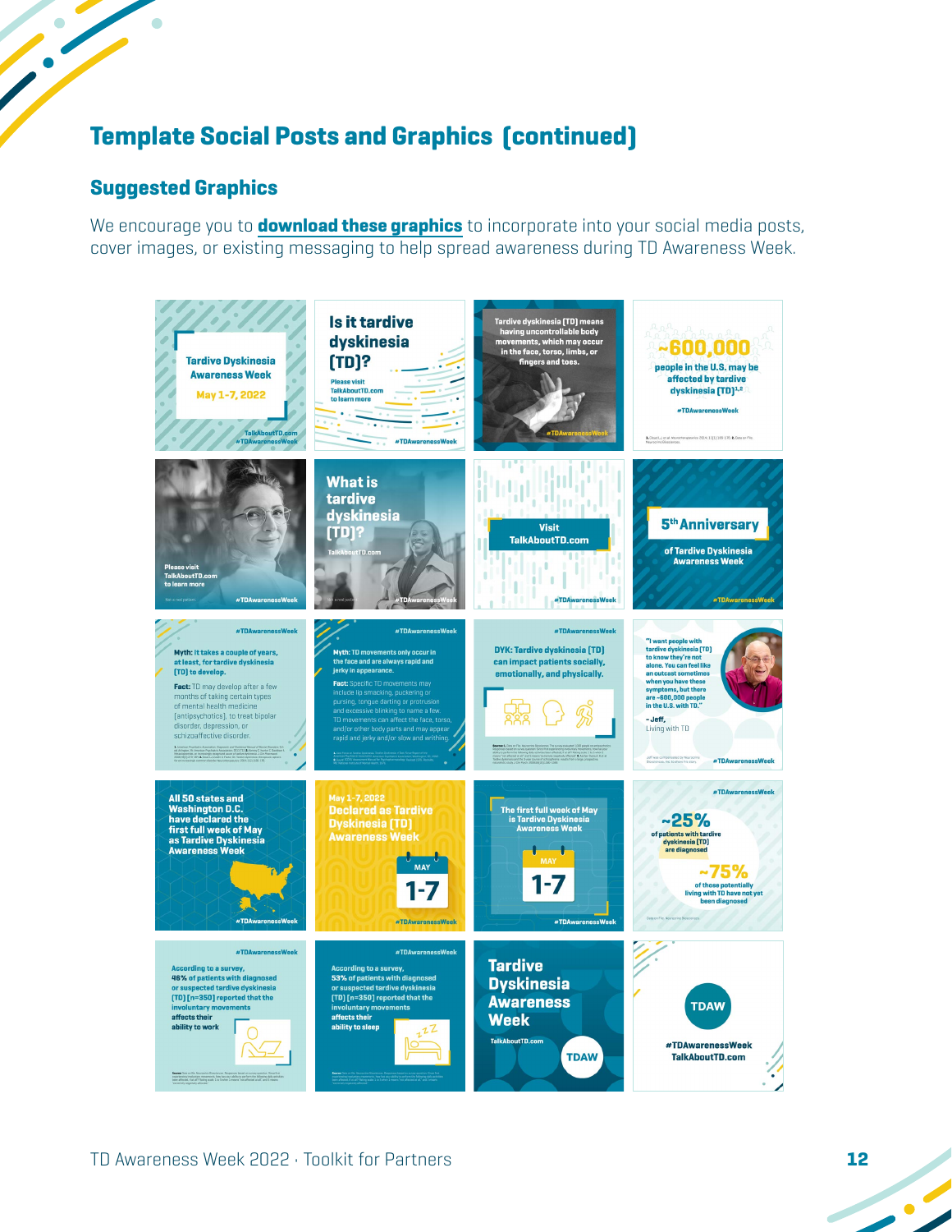## Template Social Posts and Graphics (continued)

### Suggested Graphics

We encourage you to **download these graphics** to incorporate into your social media posts, cover images, or existing messaging to help spread awareness during TD Awareness Week.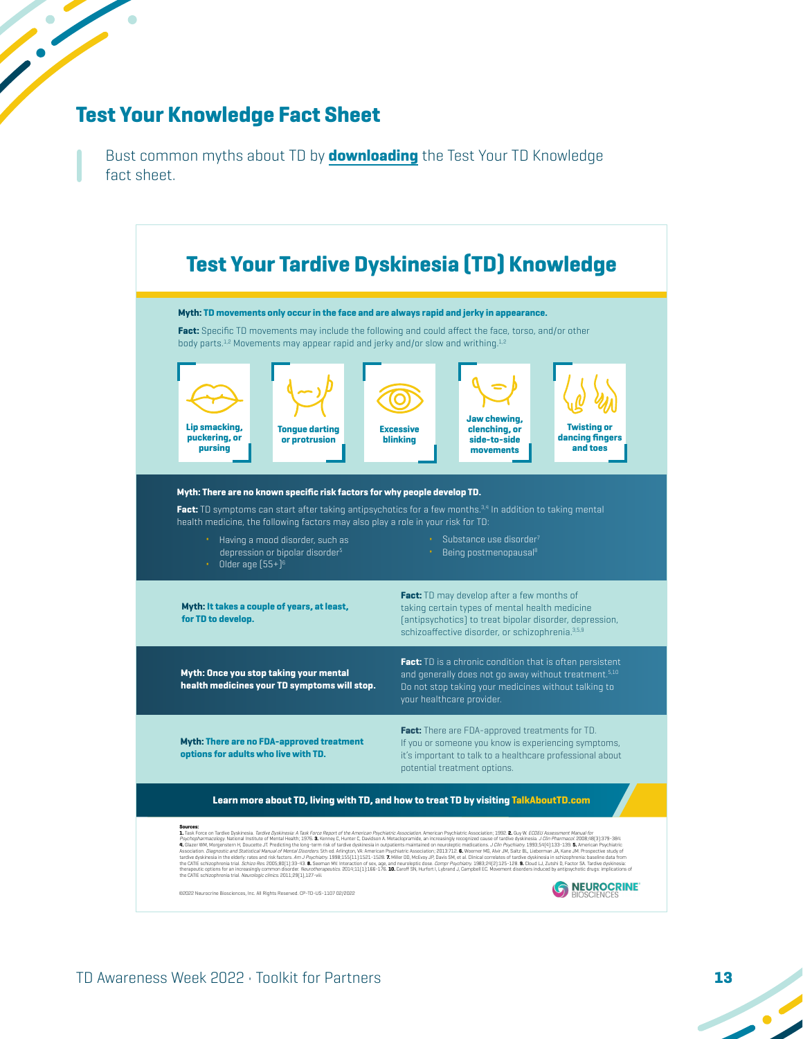## Test Your Knowledge Fact Sheet

Bust common myths about TD by **downloading** the Test Your TD Knowledge fact sheet.

# Test Your Tardive Dyskinesia (TD) Knowledge

**Myth: TD movements only occur in the face and are always rapid and jerky in appearance.**

**Fact:** Specific TD movements may include the following and could affect the face, torso, and/or other body parts.[1,2] Movements may appear rapid and jerky and/or slow and writhing.[1,2]

- **Lip smacking, puckering, or pursing**
- **Tongue darting or protrusion**
- **Excessive blinking**
- **Jaw chewing, clenching, or side-to-side movements**
- **Twisting or dancing fingers and toes**

**Myth: There are no known specific risk factors for why people develop TD.**

**Fact:** TD symptoms can start after taking antipsychotics for a few months.[3,4] In addition to taking mental health medicine, the following factors may also play a role in your risk for TD:

- Having a mood disorder, such as depression or bipolar disorder[5]
- Older age (55+)[6]
- Substance use disorder[7]
- Being postmenopausal[8]

**Myth: It takes a couple of years, at least, for TD to develop.**

**Fact:** TD may develop after a few months of taking certain types of mental health medicine (antipsychotics) to treat bipolar disorder, depression, schizoaffective disorder, or schizophrenia.[3,5,9]

**Myth: Once you stop taking your mental health medicines your TD symptoms will stop.**

**Fact:** TD is a chronic condition that is often persistent and generally does not go away without treatment.[5,10] Do not stop taking your medicines without talking to your healthcare provider.

**Myth: There are no FDA-approved treatment options for adults who live with TD.**

**Fact:** There are FDA-approved treatments for TD. If you or someone you know is experiencing symptoms, it's important to talk to a healthcare professional about potential treatment options.

**Learn more about TD, living with TD, and how to treat TD by visiting TalkAboutTD.com**

**Sources:**
**1.** Task Force on Tardive Dyskinesia. *Tardive Dyskinesia: A Task Force Report of the American Psychiatric Association.* American Psychiatric Association; 1992. **2.** Guy W. *ECDEU Assessment Manual for Psychopharmacology.* National Institute of Mental Health; 1976. **3.** Kenney C, Hunter C, Davidson A. Metoclopramide, an increasingly recognized cause of tardive dyskinesia. *J Clin Pharmacol.* 2008;48(3):379-384. **4.** Glazer WM, Morgenstern H, Doucette JT. Predicting the long-term risk of tardive dyskinesia in outpatients maintained on neuroleptic medications. *J Clin Psychiatry.* 1993;54(4):133-139. **5.** American Psychiatric Association. *Diagnostic and Statistical Manual of Mental Disorders.* 5th ed. Arlington, VA: American Psychiatric Association; 2013:712. **6.** Woerner MG, Alvir JM, Saltz BL, Lieberman JA, Kane JM. Prospective study of tardive dyskinesia in the elderly: rates and risk factors. *Am J Psychiatry.* 1998;155(11):1521-1528. **7.** Miller DD, McEvoy JP, Davis SM, et al. Clinical correlates of tardive dyskinesia in schizophrenia: baseline data from the CATIE schizophrenia trial. *Schizo Res.* 2005;80(1):33-43. **8.** Seeman MV. Interaction of sex, age, and neuroleptic dose. *Compr Psychiatry.* 1983;24(2):125-128. **9.** Cloud LJ, Zutshi D, Factor SA. Tardive dyskinesia: therapeutic options for an increasingly common disorder. *Neurotherapeutics.* 2014;11(1):166-176. **10.** Caroff SN, Hurford I, Lybrand J, Campbell EC. Movement disorders induced by antipsychotic drugs: implications of the CATIE schizophrenia trial. *Neurologic clinics.* 2011;29(1):127-viii.

©2022 Neurocrine Biosciences, Inc. All Rights Reserved. CP-TD-US-1107 02/2022

NEUROCRINE BIOSCIENCES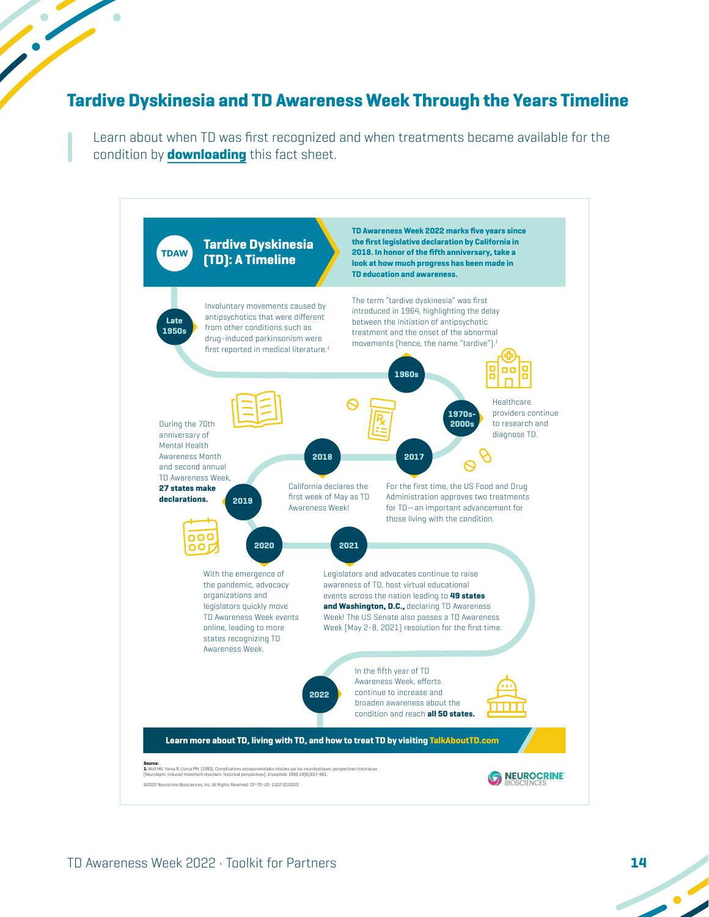## Tardive Dyskinesia and TD Awareness Week Through the Years Timeline

Learn about when TD was first recognized and when treatments became available for the condition by **downloading** this fact sheet.

### TDAW Tardive Dyskinesia (TD): A Timeline

**TD Awareness Week 2022 marks five years since the first legislative declaration by California in 2018. In honor of the fifth anniversary, take a look at how much progress has been made in TD education and awareness.**

**Late 1950s**
Involuntary movements caused by antipsychotics that were different from other conditions such as drug-induced parkinsonism were first reported in medical literature.[1]

**1960s**
The term "tardive dyskinesia" was first introduced in 1964, highlighting the delay between the initiation of antipsychotic treatment and the onset of the abnormal movements (hence, the name "tardive").[1]

**1970s-2000s**
Healthcare providers continue to research and diagnose TD.

**2017**
For the first time, the US Food and Drug Administration approves two treatments for TD—an important advancement for those living with the condition.

**2018**
California declares the first week of May as TD Awareness Week!

**2019**
During the 70th anniversary of Mental Health Awareness Month and second annual TD Awareness Week, **27 states make declarations.**

**2020**
With the emergence of the pandemic, advocacy organizations and legislators quickly move TD Awareness Week events online, leading to more states recognizing TD Awareness Week.

**2021**
Legislators and advocates continue to raise awareness of TD, host virtual educational events across the nation leading to **49 states and Washington, D.C.,** declaring TD Awareness Week! The US Senate also passes a TD Awareness Week (May 2-8, 2021) resolution for the first time.

**2022**
In the fifth year of TD Awareness Week, efforts continue to increase and broaden awareness about the condition and reach **all 50 states.**

**Learn more about TD, living with TD, and how to treat TD by visiting TalkAboutTD.com**

**Source:**
**1.** Wolf MA, Yassa R, Llorca PM. (1993). Complications extrapyramidales induites par les neuroleptiques: perspectives historiques [Neuroleptic-induced movement disorders: historical perspectives]. *Encephale*. 1993;19(6):657-661.

©2022 Neurocrine Biosciences, Inc. All Rights Reserved. CP-TD-US-1102 02/2022

NEUROCRINE BIOSCIENCES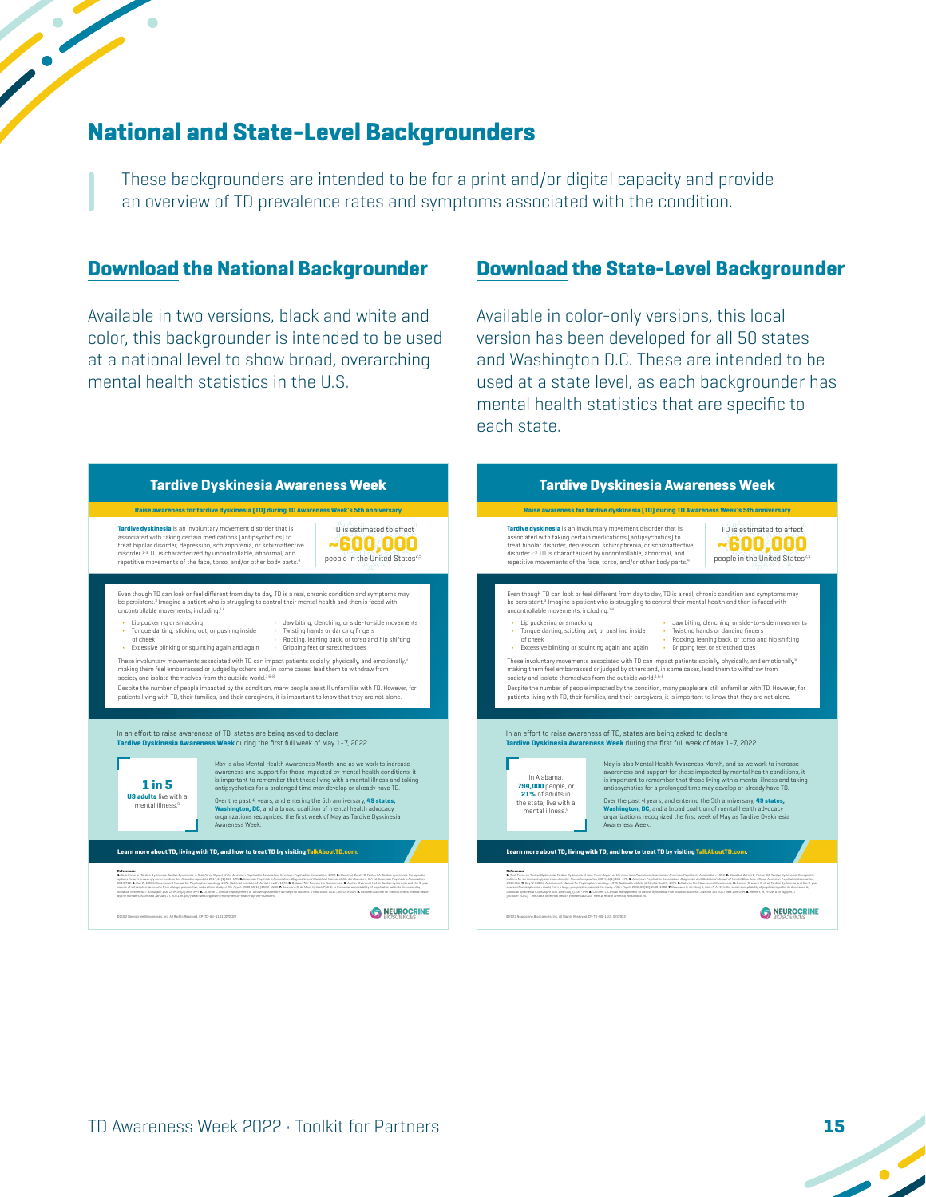## National and State-Level Backgrounders

These backgrounders are intended to be for a print and/or digital capacity and provide an overview of TD prevalence rates and symptoms associated with the condition.

### Download the National Backgrounder

Available in two versions, black and white and color, this backgrounder is intended to be used at a national level to show broad, overarching mental health statistics in the U.S.

### Download the State-Level Backgrounder

Available in color-only versions, this local version has been developed for all 50 states and Washington D.C. These are intended to be used at a state level, as each backgrounder has mental health statistics that are specific to each state.

#### Tardive Dyskinesia Awareness Week

**Raise awareness for tardive dyskinesia (TD) during TD Awareness Week's 5th anniversary**

**Tardive dyskinesia** is an involuntary movement disorder that is associated with taking certain medications (antipsychotics) to treat bipolar disorder, depression, schizophrenia, or schizoaffective disorder.[1-3] TD is characterized by uncontrollable, abnormal, and repetitive movements of the face, torso, and/or other body parts.[4]

TD is estimated to affect **~600,000** people in the United States[2,5]

Even though TD can look or feel different from day to day, TD is a real, chronic condition and symptoms may be persistent.[3] Imagine a patient who is struggling to control their mental health and then is faced with uncontrollable movements, including:[1,4]

- Lip puckering or smacking
- Tongue darting, sticking out, or pushing inside of cheek
- Excessive blinking or squinting again and again
- Jaw biting, clenching, or side-to-side movements
- Twisting hands or dancing fingers
- Rocking, leaning back, or torso and hip shifting
- Gripping feet or stretched toes

These involuntary movements associated with TD can impact patients socially, physically, and emotionally,[6] making them feel embarrassed or judged by others and, in some cases, lead them to withdraw from society and isolate themselves from the outside world.[1,6-8]

Despite the number of people impacted by the condition, many people are still unfamiliar with TD. However, for patients living with TD, their families, and their caregivers, it is important to know that they are not alone.

In an effort to raise awareness of TD, states are being asked to declare **Tardive Dyskinesia Awareness Week** during the first full week of May 1–7, 2022.

**1 in 5 US adults** live with a mental illness.[9]

In Alabama, **794,000** people, or **21%** of adults in the state, live with a mental illness.[9]

May is also Mental Health Awareness Month, and as we work to increase awareness and support for those impacted by mental health conditions, it is important to remember that those living with a mental illness and taking antipsychotics for a prolonged time may develop or already have TD.

Over the past 4 years, and entering the 5th anniversary, **49 states, Washington, DC**, and a broad coalition of mental health advocacy organizations recognized the first week of May as Tardive Dyskinesia Awareness Week.

**Learn more about TD, living with TD, and how to treat TD by visiting TalkAboutTD.com.**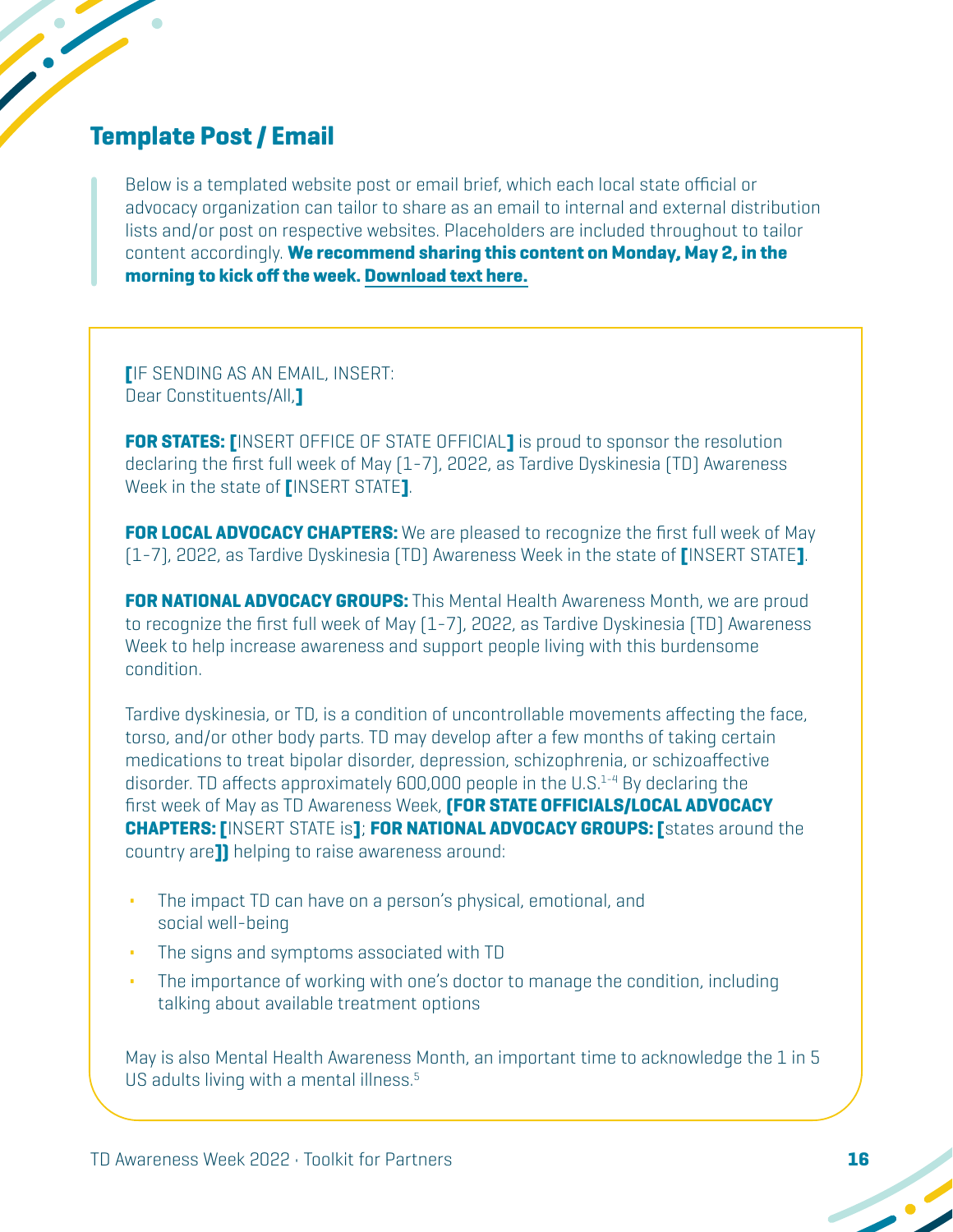## Template Post / Email

Below is a templated website post or email brief, which each local state official or advocacy organization can tailor to share as an email to internal and external distribution lists and/or post on respective websites. Placeholders are included throughout to tailor content accordingly. **We recommend sharing this content on Monday, May 2, in the morning to kick off the week. Download text here.**

**[**IF SENDING AS AN EMAIL, INSERT:
Dear Constituents/All,**]**

**FOR STATES: [**INSERT OFFICE OF STATE OFFICIAL**]** is proud to sponsor the resolution declaring the first full week of May (1-7), 2022, as Tardive Dyskinesia (TD) Awareness Week in the state of **[**INSERT STATE**]**.

**FOR LOCAL ADVOCACY CHAPTERS:** We are pleased to recognize the first full week of May (1-7), 2022, as Tardive Dyskinesia (TD) Awareness Week in the state of **[**INSERT STATE**]**.

**FOR NATIONAL ADVOCACY GROUPS:** This Mental Health Awareness Month, we are proud to recognize the first full week of May (1-7), 2022, as Tardive Dyskinesia (TD) Awareness Week to help increase awareness and support people living with this burdensome condition.

Tardive dyskinesia, or TD, is a condition of uncontrollable movements affecting the face, torso, and/or other body parts. TD may develop after a few months of taking certain medications to treat bipolar disorder, depression, schizophrenia, or schizoaffective disorder. TD affects approximately 600,000 people in the U.S.[1-4] By declaring the first week of May as TD Awareness Week, **(FOR STATE OFFICIALS/LOCAL ADVOCACY CHAPTERS: [**INSERT STATE is**]**; **FOR NATIONAL ADVOCACY GROUPS: [**states around the country are**])** helping to raise awareness around:

- The impact TD can have on a person's physical, emotional, and social well-being
- The signs and symptoms associated with TD
- The importance of working with one's doctor to manage the condition, including talking about available treatment options

May is also Mental Health Awareness Month, an important time to acknowledge the 1 in 5 US adults living with a mental illness.[5]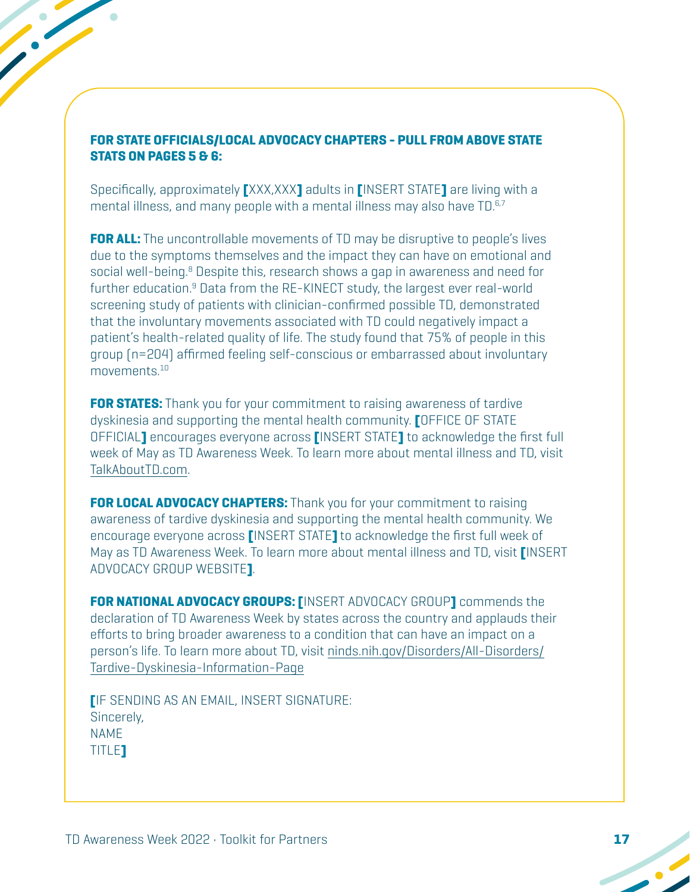**FOR STATE OFFICIALS/LOCAL ADVOCACY CHAPTERS - PULL FROM ABOVE STATE STATS ON PAGES 5 & 6:**

Specifically, approximately **[**XXX,XXX**]** adults in **[**INSERT STATE**]** are living with a mental illness, and many people with a mental illness may also have TD.[6,7]

**FOR ALL:** The uncontrollable movements of TD may be disruptive to people's lives due to the symptoms themselves and the impact they can have on emotional and social well-being.[8] Despite this, research shows a gap in awareness and need for further education.[9] Data from the RE-KINECT study, the largest ever real-world screening study of patients with clinician-confirmed possible TD, demonstrated that the involuntary movements associated with TD could negatively impact a patient's health-related quality of life. The study found that 75% of people in this group (n=204) affirmed feeling self-conscious or embarrassed about involuntary movements.[10]

**FOR STATES:** Thank you for your commitment to raising awareness of tardive dyskinesia and supporting the mental health community. **[**OFFICE OF STATE OFFICIAL**]** encourages everyone across **[**INSERT STATE**]** to acknowledge the first full week of May as TD Awareness Week. To learn more about mental illness and TD, visit TalkAboutTD.com.

**FOR LOCAL ADVOCACY CHAPTERS:** Thank you for your commitment to raising awareness of tardive dyskinesia and supporting the mental health community. We encourage everyone across **[**INSERT STATE**]** to acknowledge the first full week of May as TD Awareness Week. To learn more about mental illness and TD, visit **[**INSERT ADVOCACY GROUP WEBSITE**]**.

**FOR NATIONAL ADVOCACY GROUPS:** **[**INSERT ADVOCACY GROUP**]** commends the declaration of TD Awareness Week by states across the country and applauds their efforts to bring broader awareness to a condition that can have an impact on a person's life. To learn more about TD, visit ninds.nih.gov/Disorders/All-Disorders/Tardive-Dyskinesia-Information-Page

**[**IF SENDING AS AN EMAIL, INSERT SIGNATURE:
Sincerely,
NAME
TITLE**]**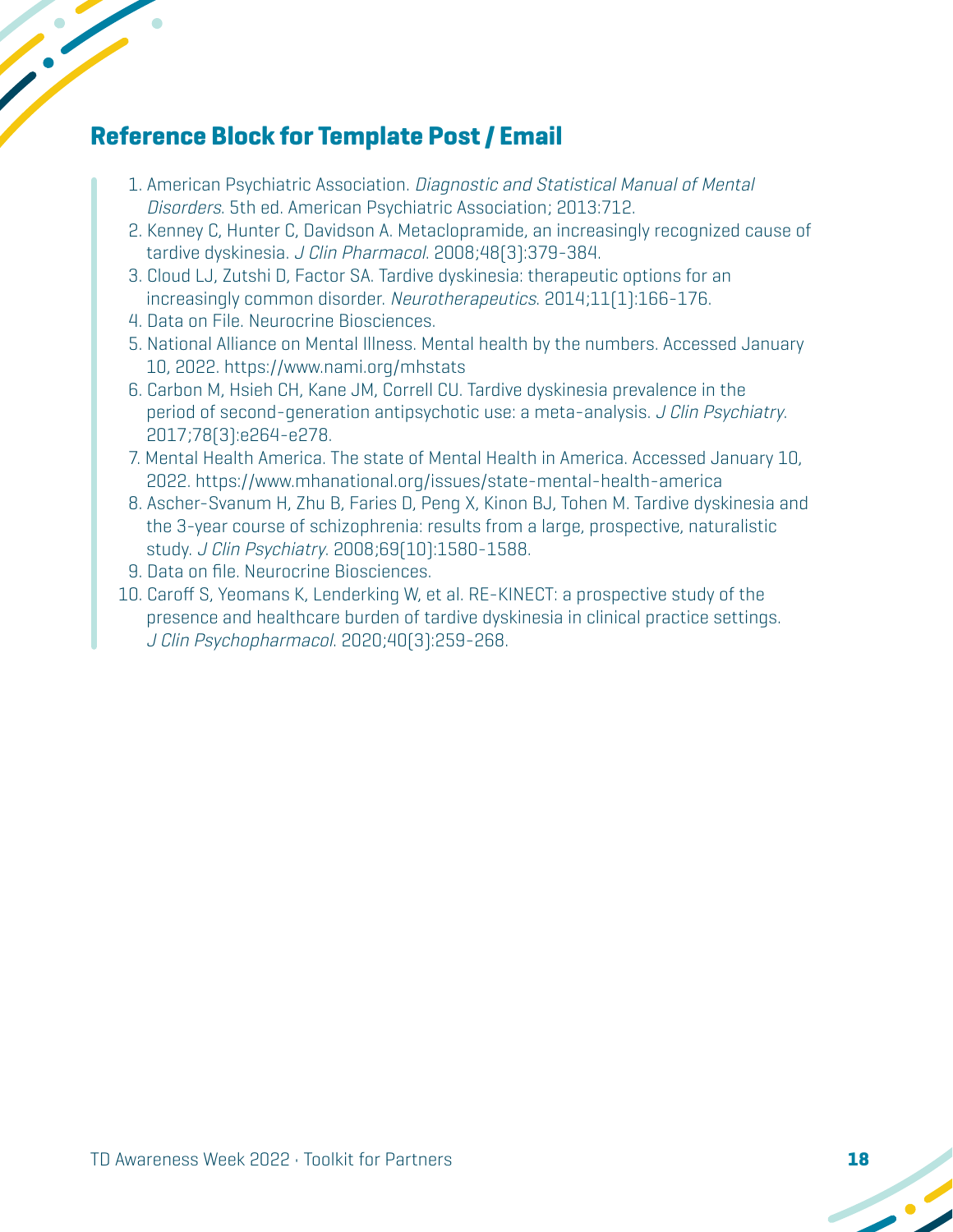## Reference Block for Template Post / Email

1. American Psychiatric Association. *Diagnostic and Statistical Manual of Mental Disorders*. 5th ed. American Psychiatric Association; 2013:712.
2. Kenney C, Hunter C, Davidson A. Metaclopramide, an increasingly recognized cause of tardive dyskinesia. *J Clin Pharmacol*. 2008;48(3):379-384.
3. Cloud LJ, Zutshi D, Factor SA. Tardive dyskinesia: therapeutic options for an increasingly common disorder. *Neurotherapeutics*. 2014;11(1):166-176.
4. Data on File. Neurocrine Biosciences.
5. National Alliance on Mental Illness. Mental health by the numbers. Accessed January 10, 2022. https://www.nami.org/mhstats
6. Carbon M, Hsieh CH, Kane JM, Correll CU. Tardive dyskinesia prevalence in the period of second-generation antipsychotic use: a meta-analysis. *J Clin Psychiatry*. 2017;78(3):e264-e278.
7. Mental Health America. The state of Mental Health in America. Accessed January 10, 2022. https://www.mhanational.org/issues/state-mental-health-america
8. Ascher-Svanum H, Zhu B, Faries D, Peng X, Kinon BJ, Tohen M. Tardive dyskinesia and the 3-year course of schizophrenia: results from a large, prospective, naturalistic study. *J Clin Psychiatry*. 2008;69(10):1580-1588.
9. Data on file. Neurocrine Biosciences.
10. Caroff S, Yeomans K, Lenderking W, et al. RE-KINECT: a prospective study of the presence and healthcare burden of tardive dyskinesia in clinical practice settings. *J Clin Psychopharmacol*. 2020;40(3):259-268.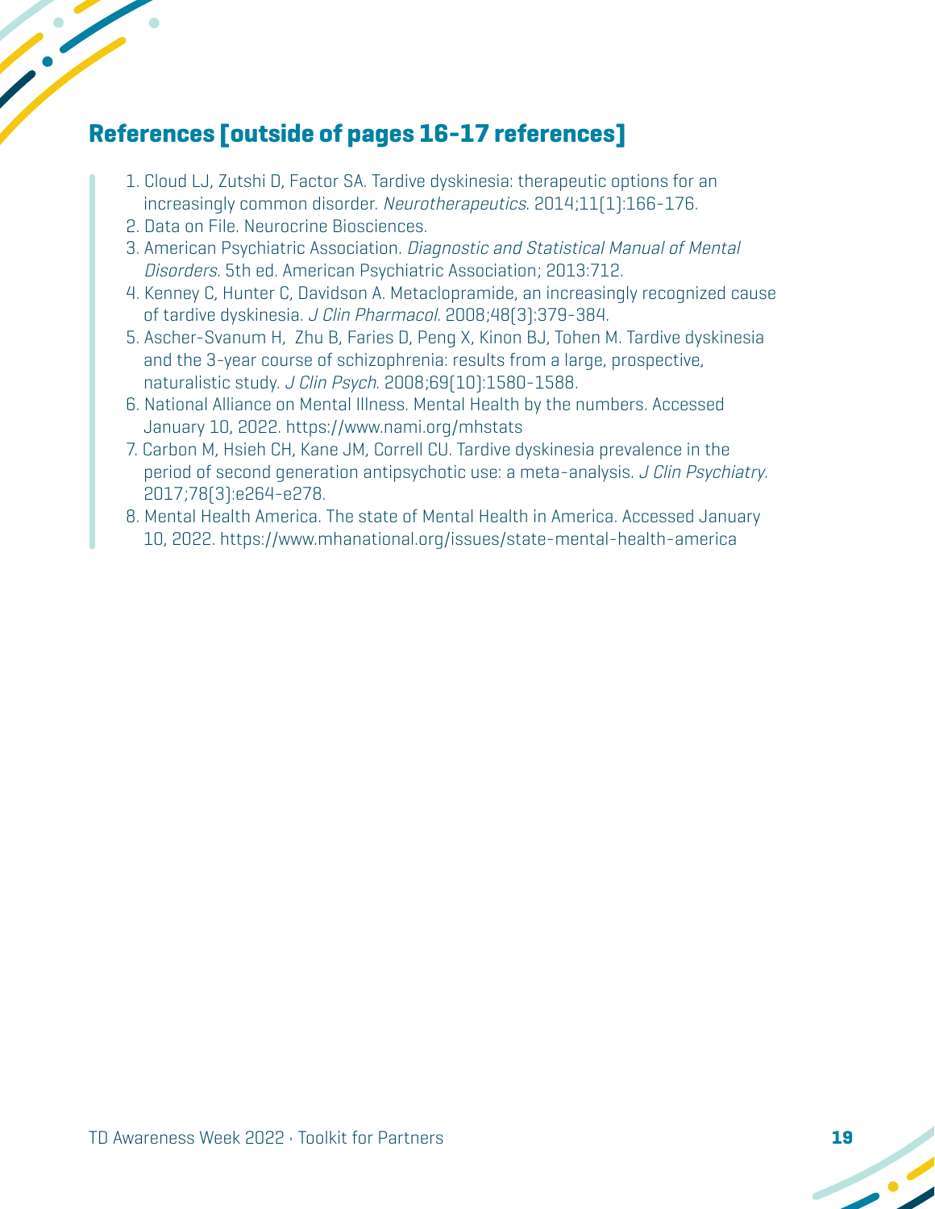## References [outside of pages 16-17 references]

1. Cloud LJ, Zutshi D, Factor SA. Tardive dyskinesia: therapeutic options for an increasingly common disorder. *Neurotherapeutics*. 2014;11(1):166-176.
2. Data on File. Neurocrine Biosciences.
3. American Psychiatric Association. *Diagnostic and Statistical Manual of Mental Disorders*. 5th ed. American Psychiatric Association; 2013:712.
4. Kenney C, Hunter C, Davidson A. Metaclopramide, an increasingly recognized cause of tardive dyskinesia. *J Clin Pharmacol*. 2008;48(3):379-384.
5. Ascher-Svanum H, Zhu B, Faries D, Peng X, Kinon BJ, Tohen M. Tardive dyskinesia and the 3-year course of schizophrenia: results from a large, prospective, naturalistic study. *J Clin Psych*. 2008;69(10):1580-1588.
6. National Alliance on Mental Illness. Mental Health by the numbers. Accessed January 10, 2022. https://www.nami.org/mhstats
7. Carbon M, Hsieh CH, Kane JM, Correll CU. Tardive dyskinesia prevalence in the period of second generation antipsychotic use: a meta-analysis. *J Clin Psychiatry*. 2017;78(3):e264-e278.
8. Mental Health America. The state of Mental Health in America. Accessed January 10, 2022. https://www.mhanational.org/issues/state-mental-health-america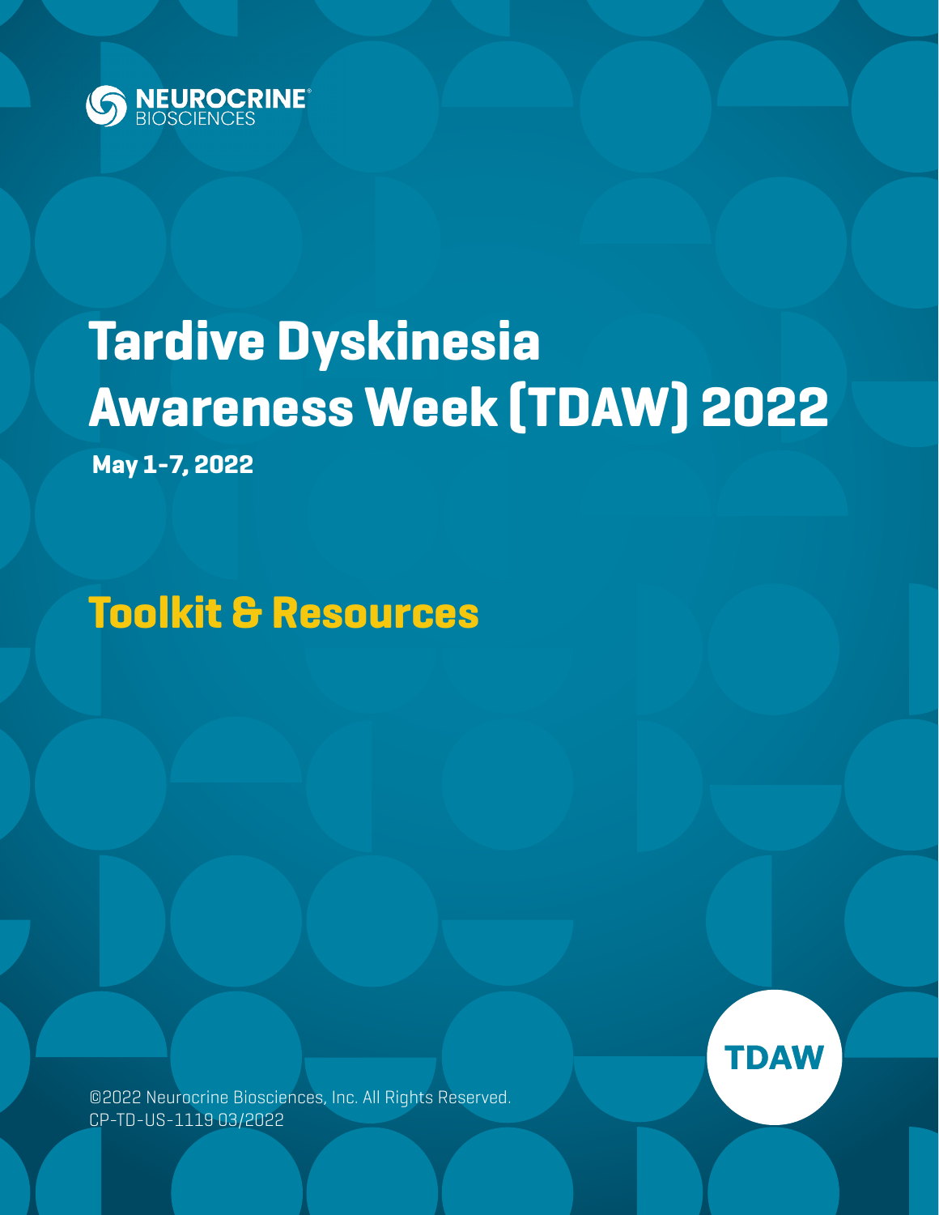NEUROCRINE® BIOSCIENCES

# Tardive Dyskinesia Awareness Week (TDAW) 2022

**May 1-7, 2022**

## Toolkit & Resources

TDAW

©2022 Neurocrine Biosciences, Inc. All Rights Reserved.
CP-TD-US-1119 03/2022